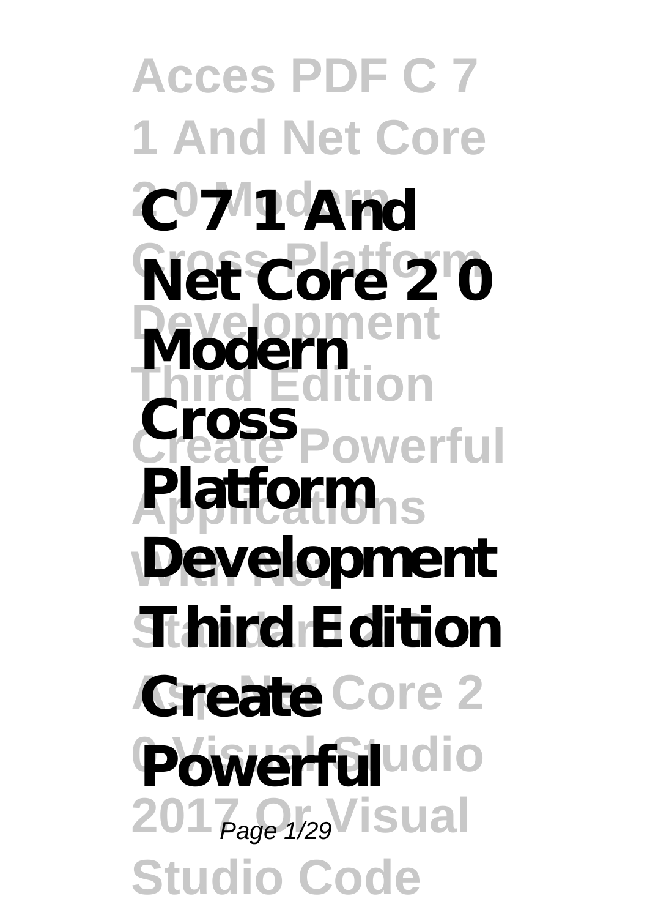# C 7 1 And Net Core 2 0 Modern Cross Platform Development Third Edition Create Powerful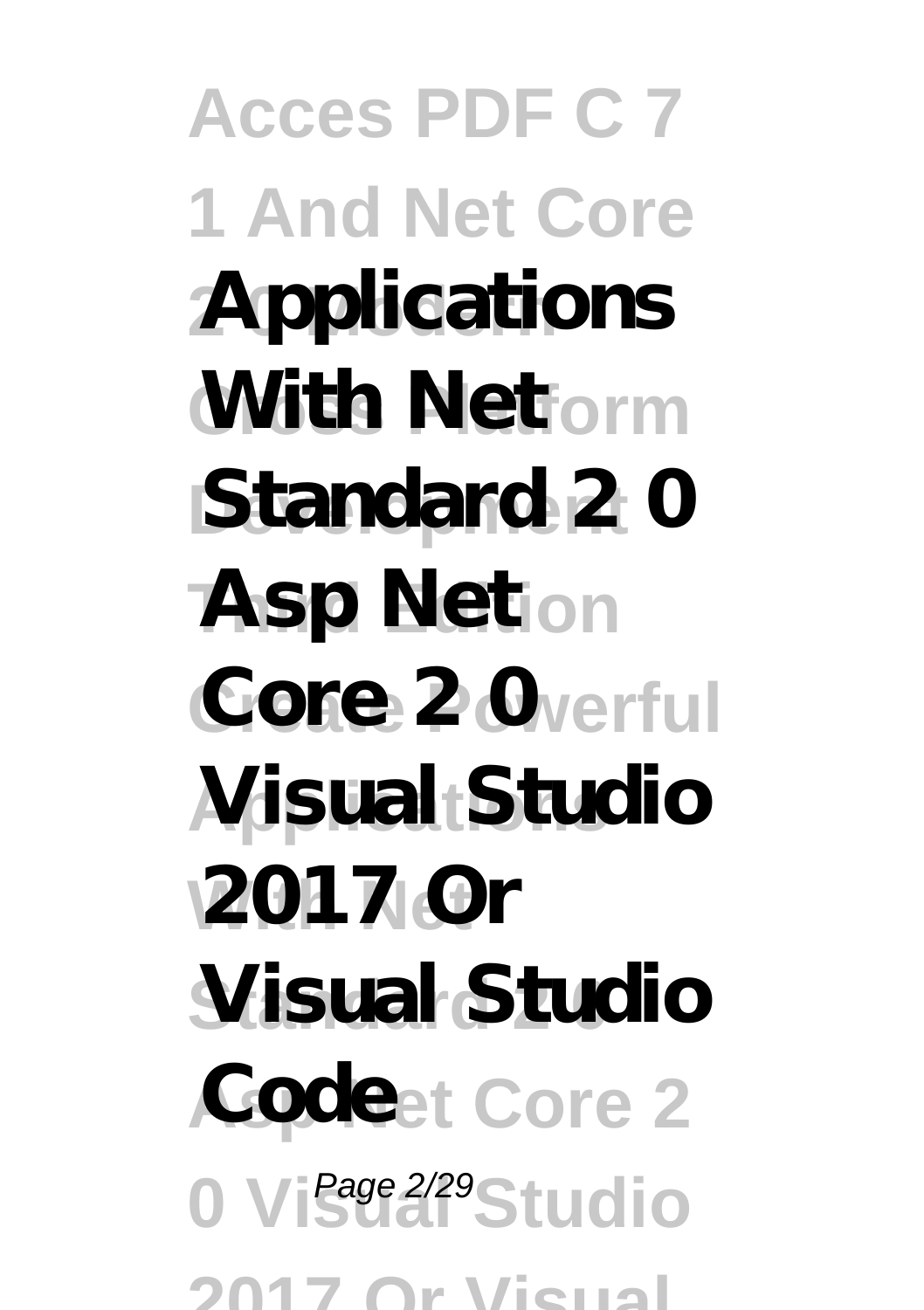**Applications With Net Standard 2 0 Asp Net Core 2 0 Visual Studio 2017 Or Visual Studio Code**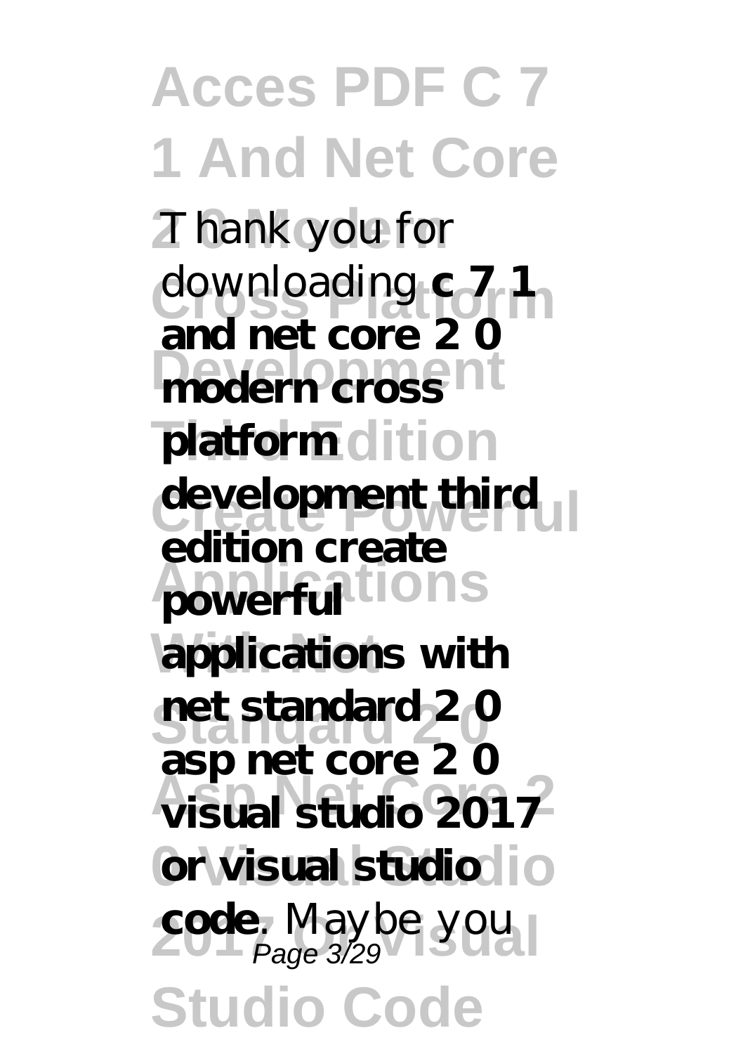Thank you for downloading **c 7 1 and net core 2 0 modern cross platform development third edition create powerful applications with net standard 2 0 asp net core 2 0 visual studio 2017 or visual studio code**. Maybe you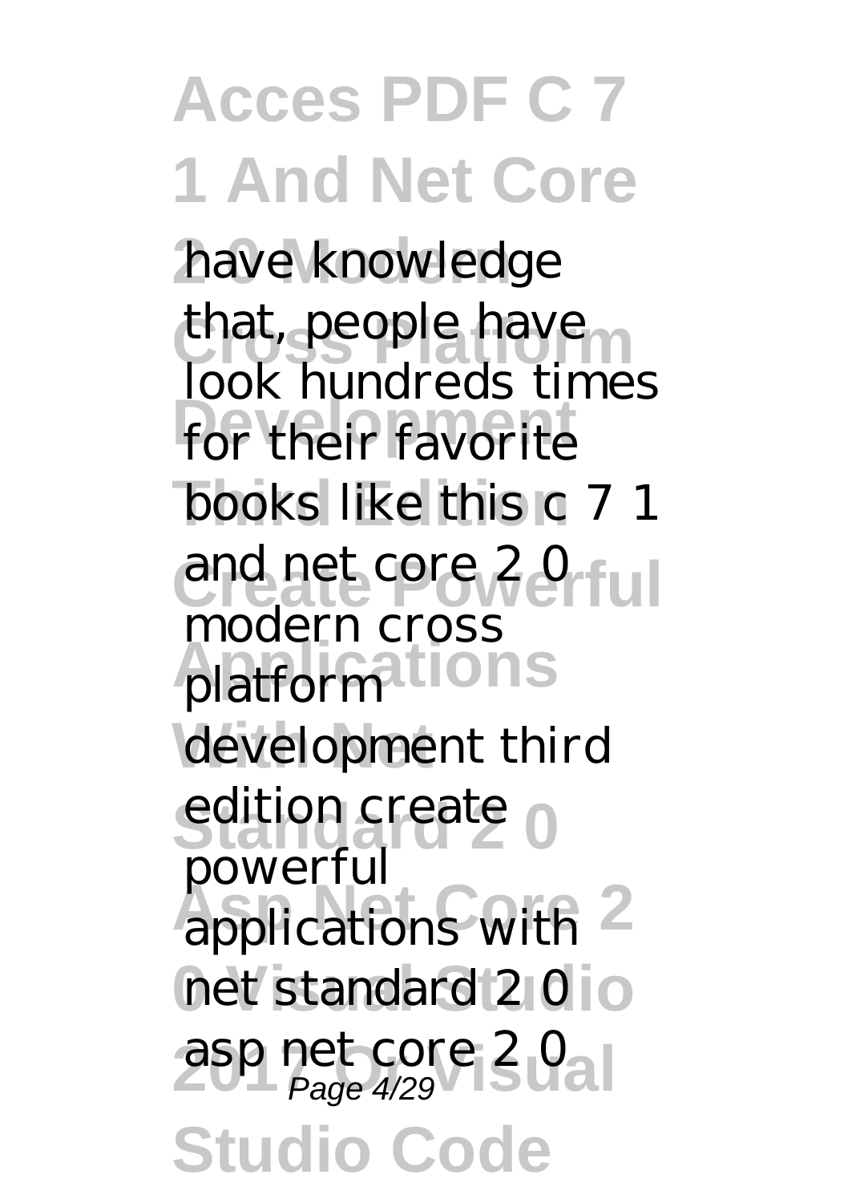have knowledge that, people have look hundreds times for their favorite books like this c 7 1 and net core 2 0 modern cross platform development third edition create powerful applications with net standard 2 0 asp net core 2 0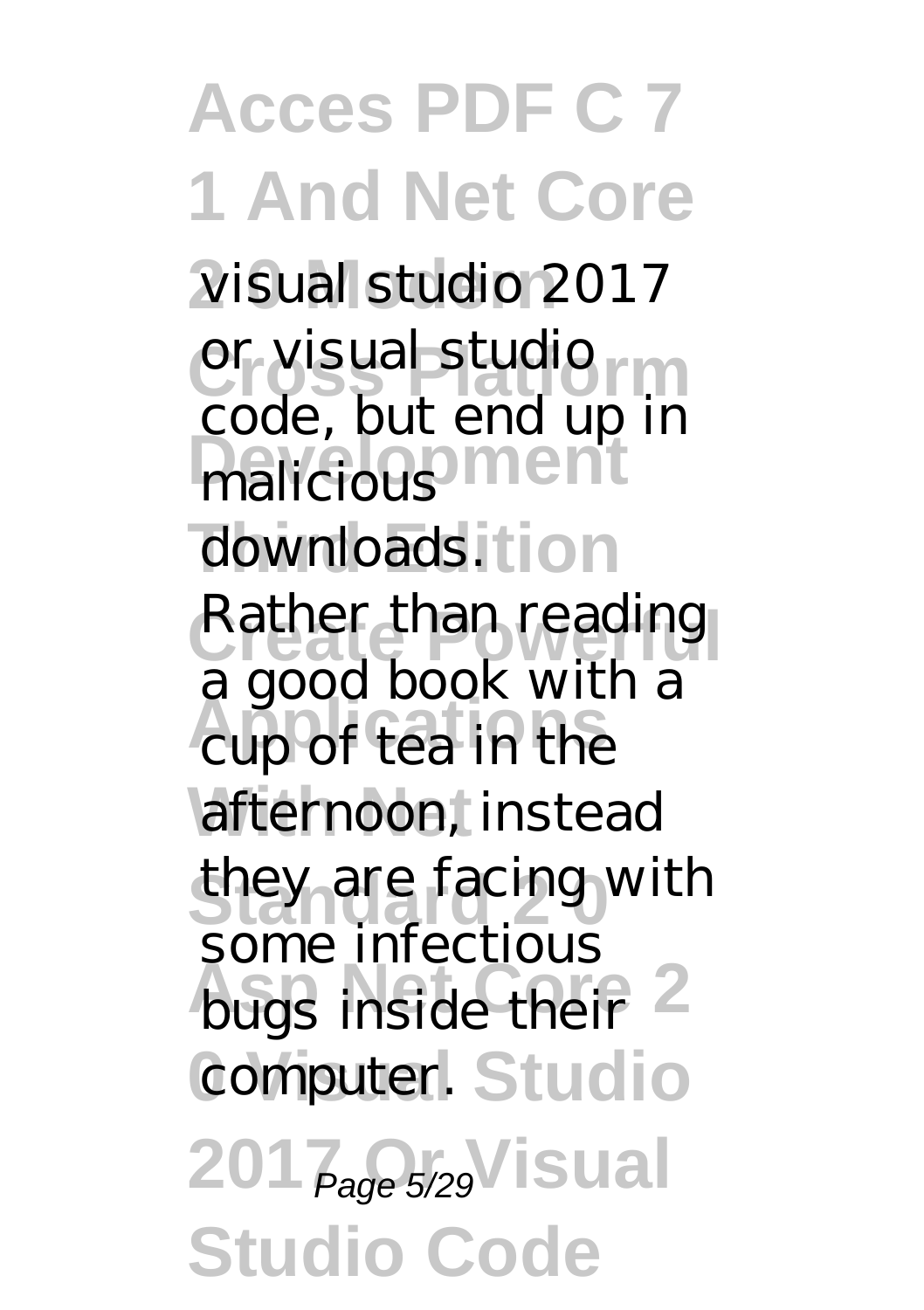visual studio 2017 or visual studio code, but end up in malicious downloads. Rather than reading a good book with a cup of tea in the afternoon, instead they are facing with some infectious bugs inside their computer.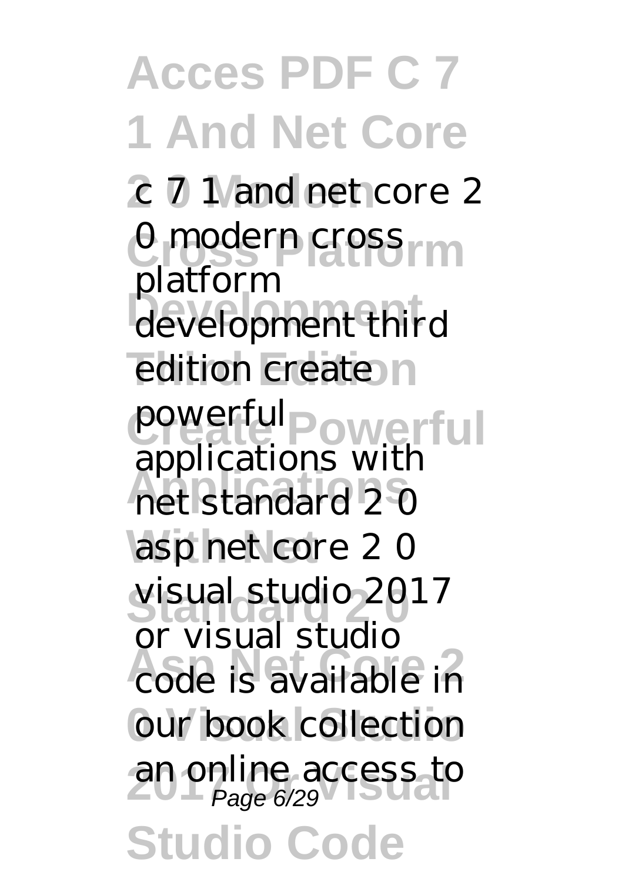c 7 1 and net core 2 0 modern cross platform development third edition create powerful applications with net standard 2 0 asp net core 2 0 visual studio 2017 or visual studio code is available in our book collection an online access to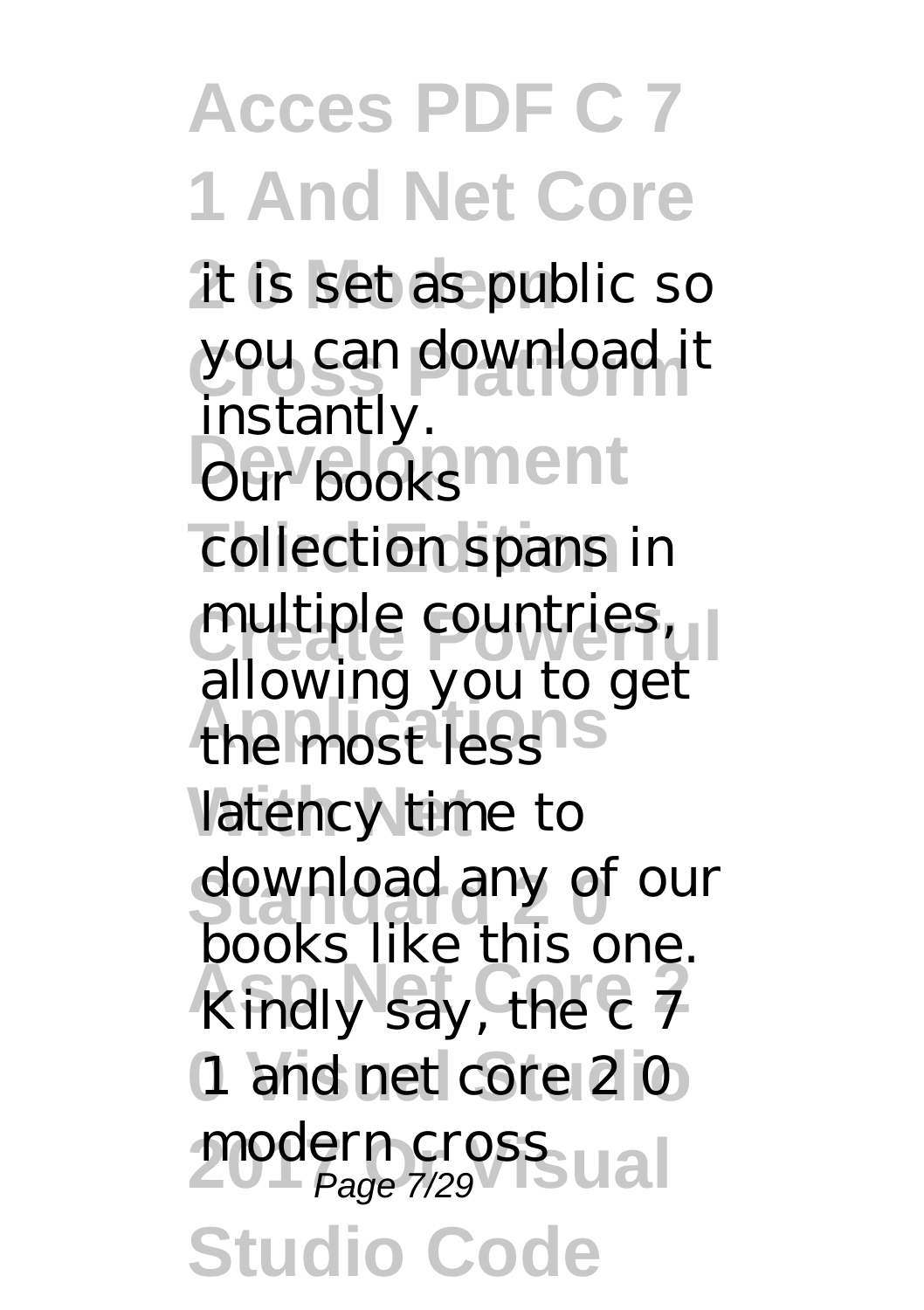it is set as public so you can download it instantly.

Our books collection spans in multiple countries, allowing you to get the most less latency time to download any of our books like this one. Kindly say, the c 7 1 and net core 2 0 modern cross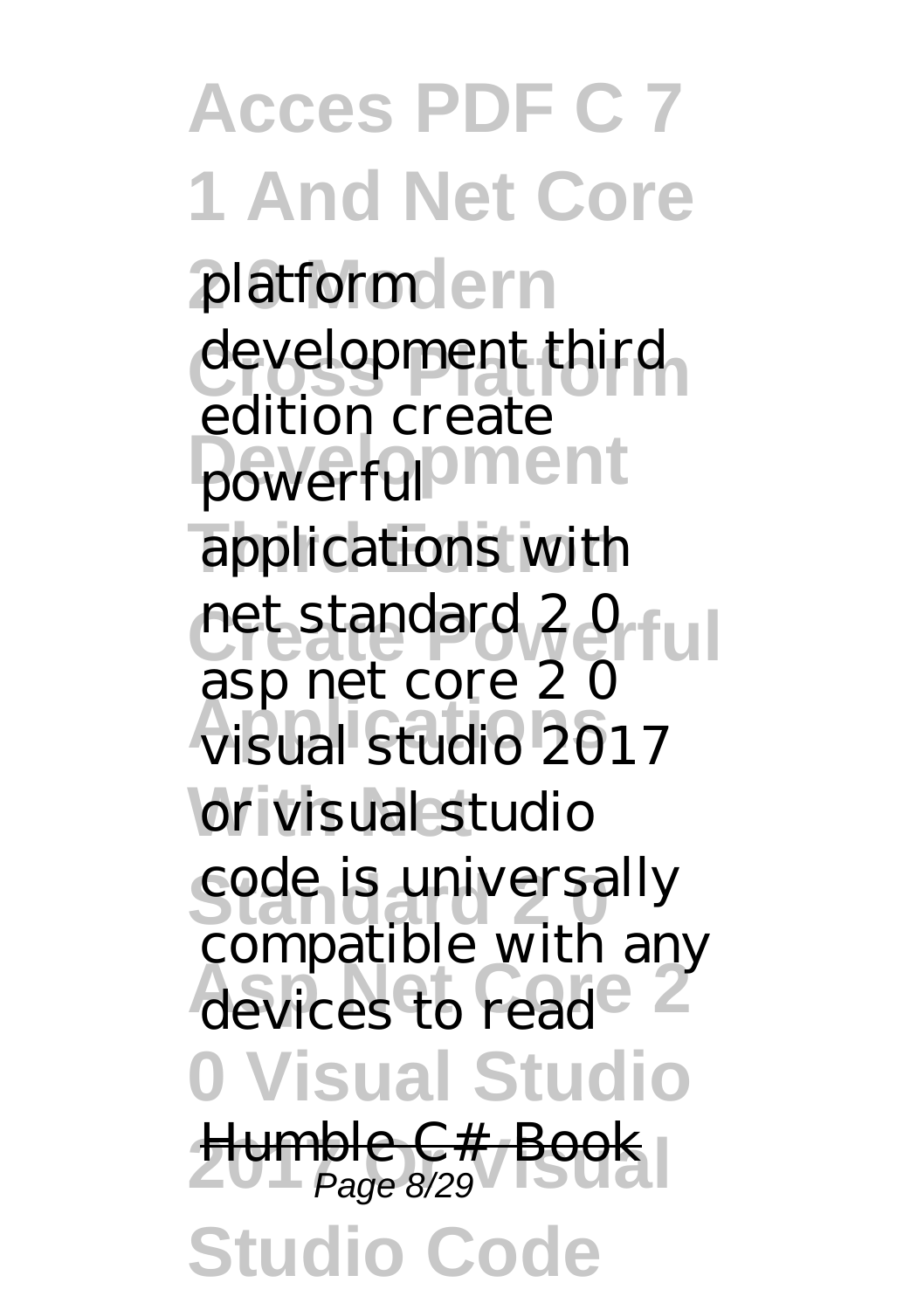platform development third edition create powerful applications with net standard 2 0 asp net core 2 0 visual studio 2017 or visual studio code is universally compatible with any devices to read

Humble C# Book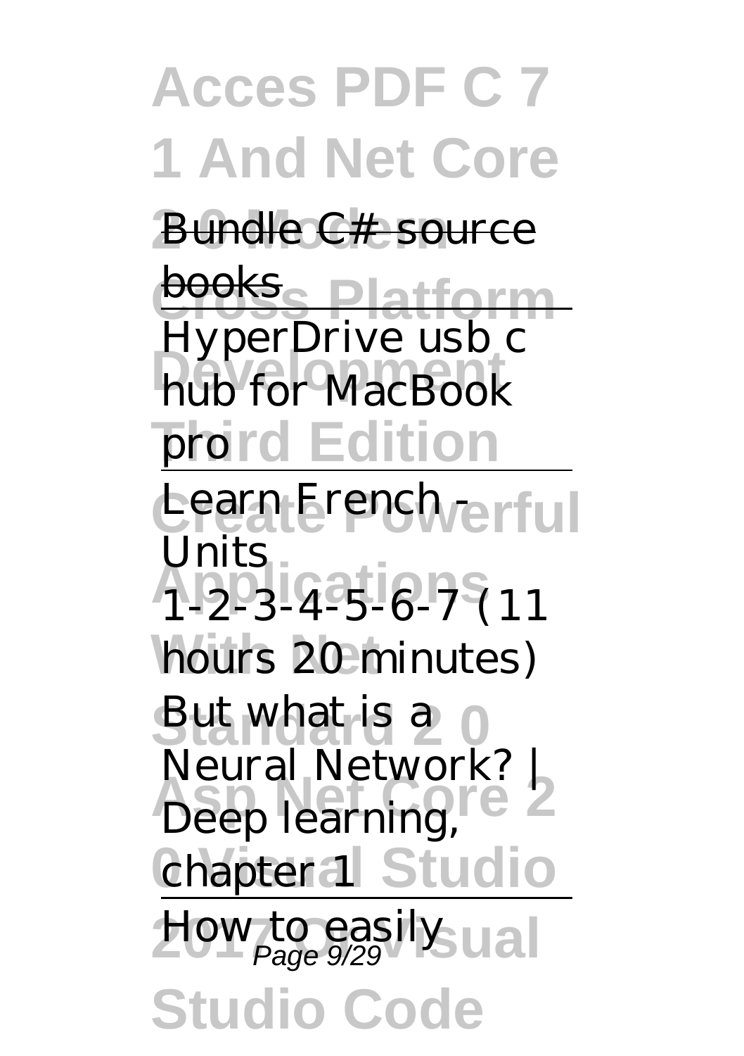Bundle C# source books

HyperDrive usb c hub for MacBook pro

Learn French - Units 1-2-3-4-5-6-7 (11 hours 20 minutes)

*But what is a Neural Network? | Deep learning, chapter 1*

How to easily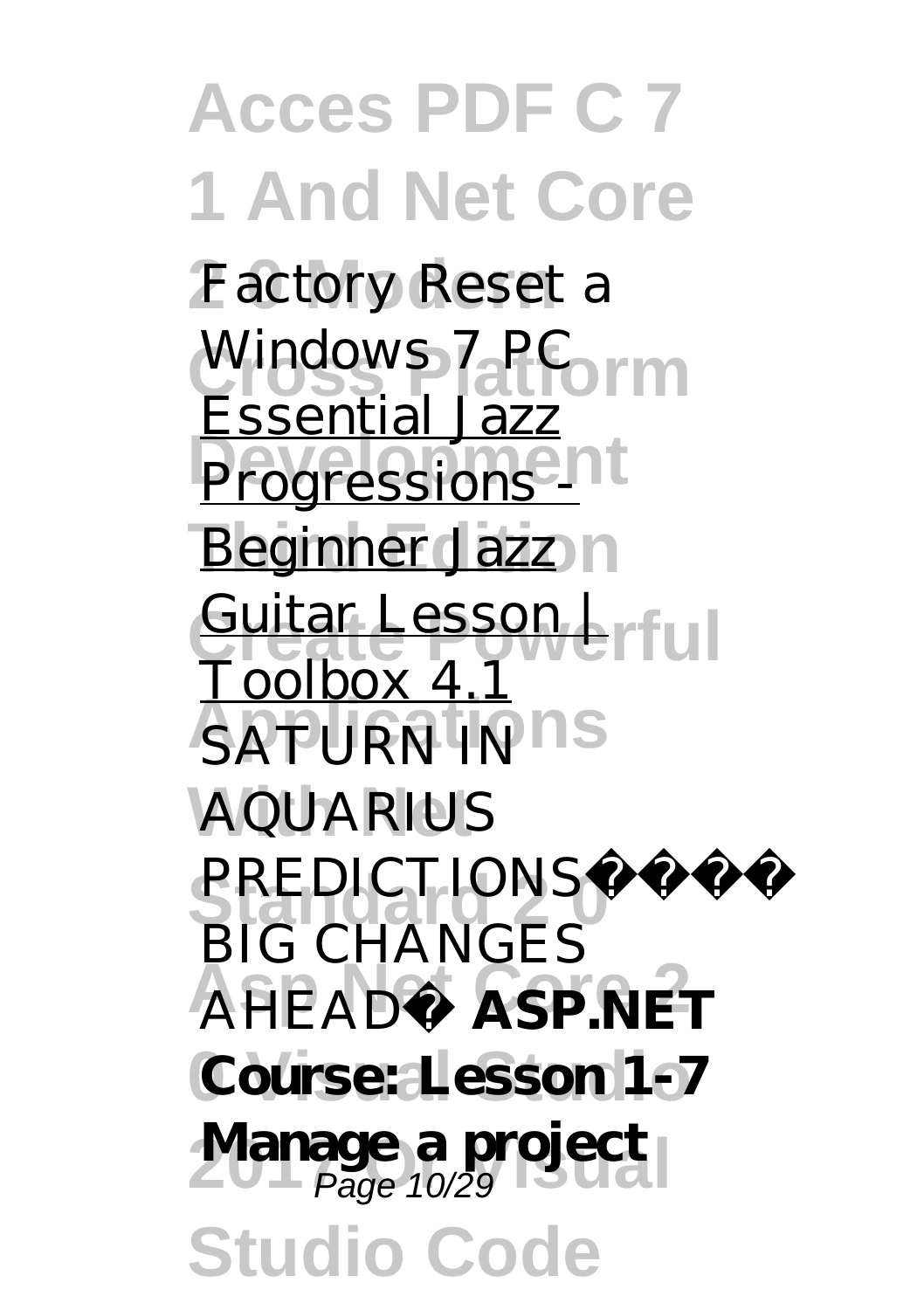*Factory Reset a Windows 7 PC* Essential Jazz Progressions - Beginner Jazz Guitar Lesson | Toolbox 4.1 *SATURN IN AQUARIUS PREDICTIONS BIG CHANGES AHEAD* **ASP.NET Course: Lesson 1-7 Manage a project**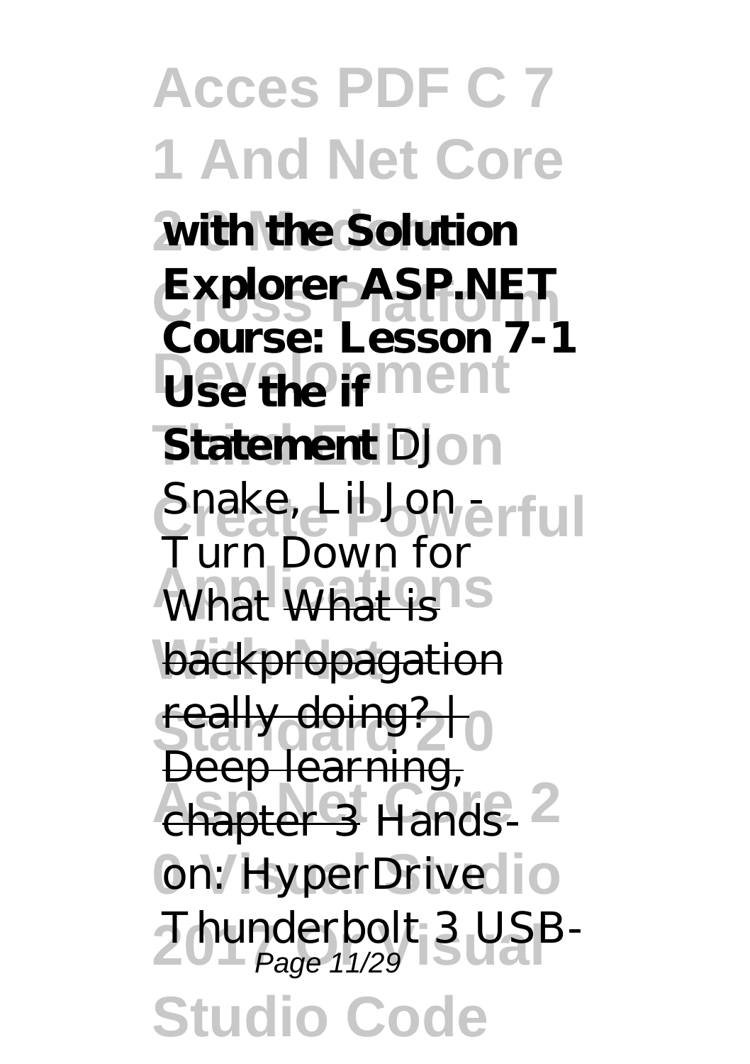**with the Solution Explorer ASP.NET Course: Lesson 7-1 Use the if Statement** *DJ Snake, Lil Jon - Turn Down for What* What is backpropagation really doing? | Deep learning, chapter 3 *Hands-on: HyperDrive Thunderbolt 3 USB-*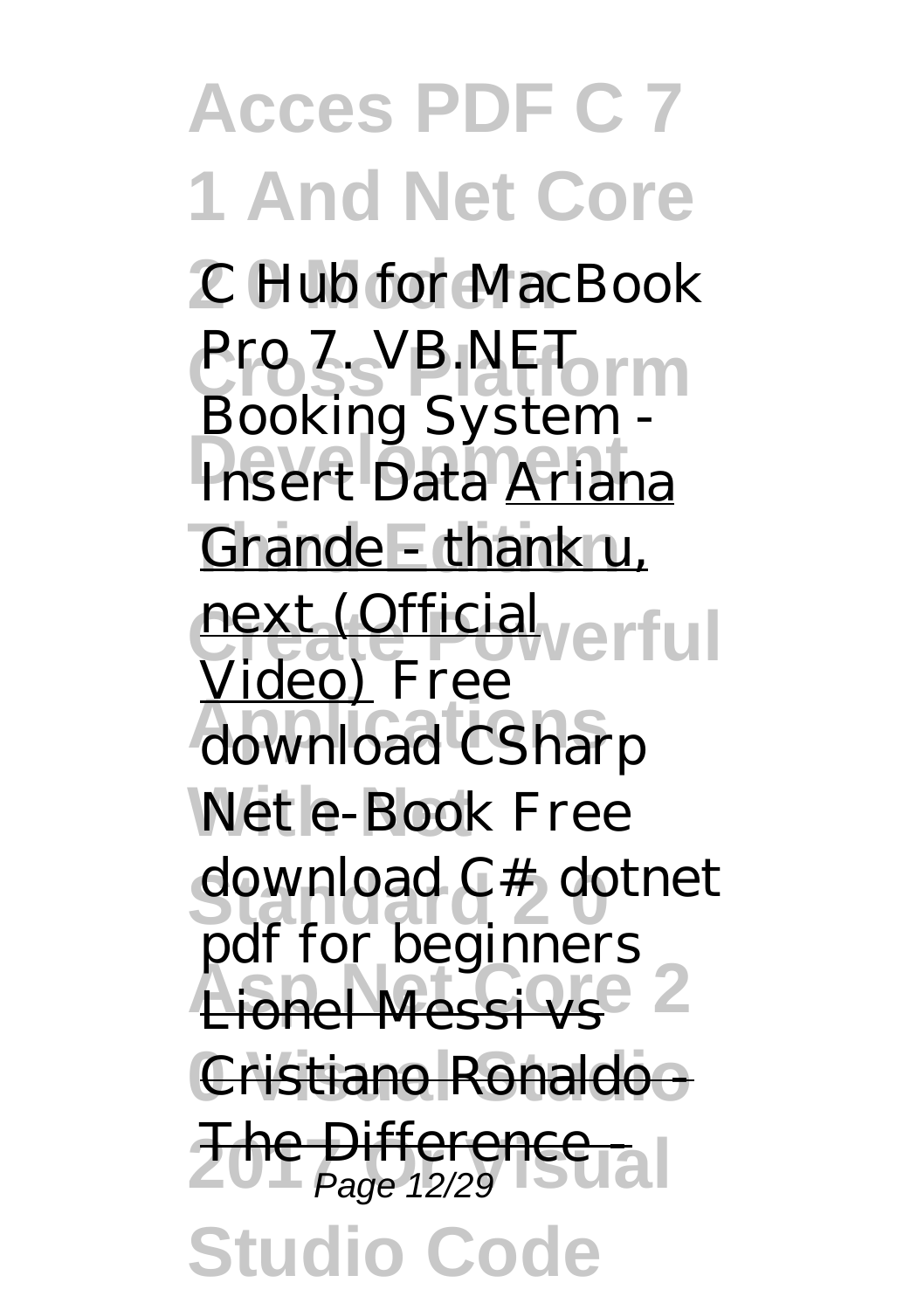*C Hub for MacBook Pro 7. VB.NET Booking System - Insert Data* Ariana Grande - thank u, next (Official Video) *Free download CSharp Net e-Book Free download C# dotnet pdf for beginners* Lionel Messi vs Cristiano Ronaldo - The Difference -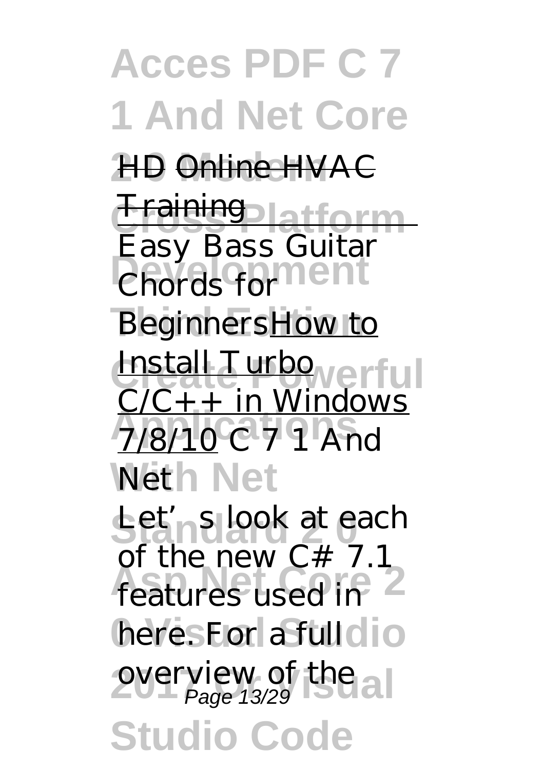HD Online HVAC Training

Easy Bass Guitar Chords for BeginnersHow to Install Turbo C/C++ in Windows 7/8/10 *C 7 1 And Net*

Let's look at each of the new C# 7.1 features used in here. For a full overview of the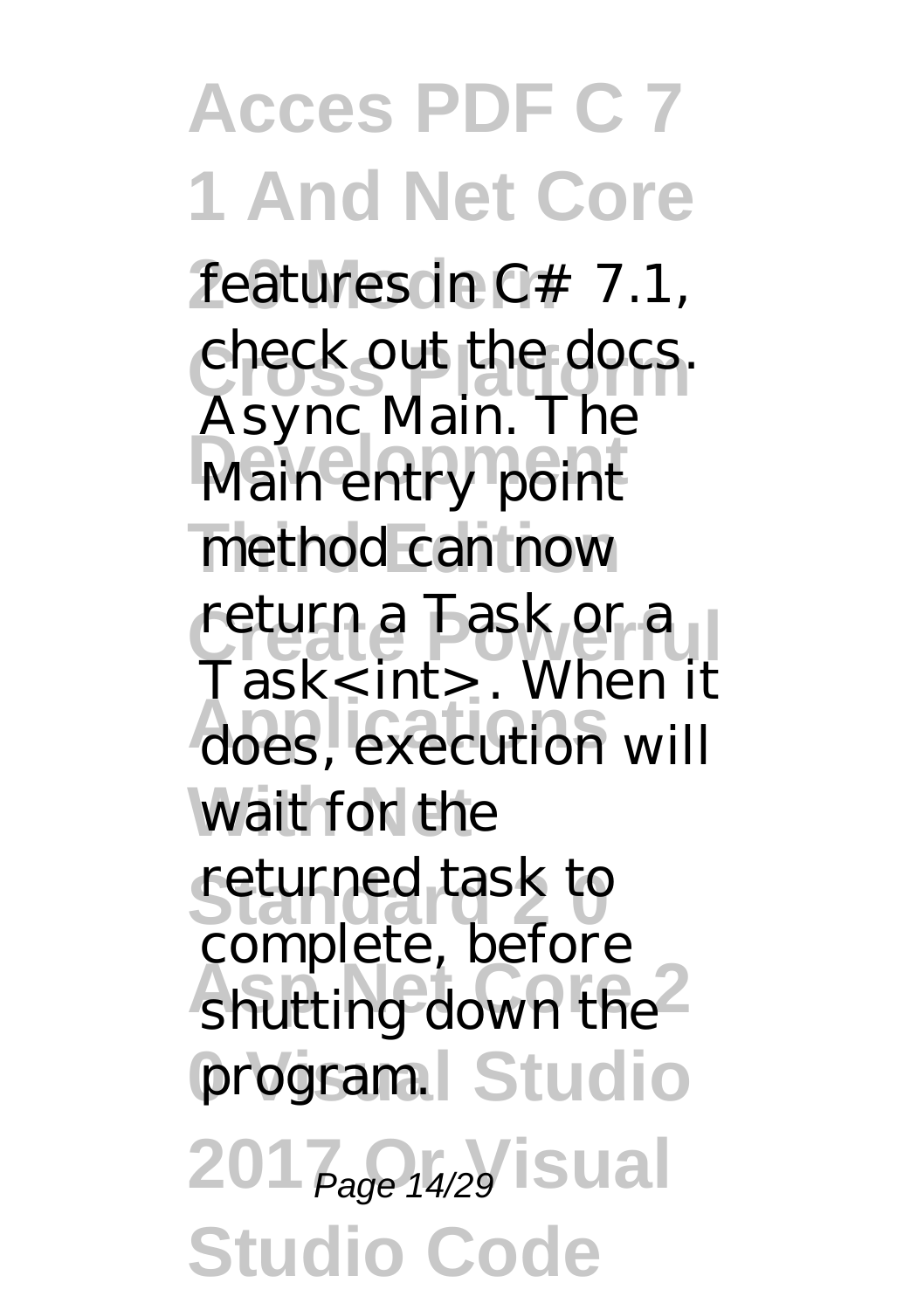features in C# 7.1, check out the docs. Async Main. The Main entry point method can now return a Task or a Task<int>. When it does, execution will wait for the returned task to complete, before shutting down the program.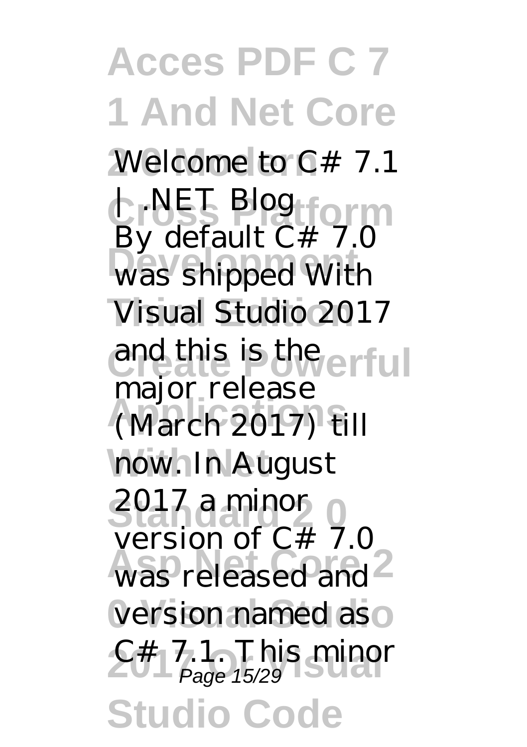Welcome to C# 7.1 | .NET Blog

By default C# 7.0 was shipped With Visual Studio 2017 and this is the major release (March 2017) till now. In August 2017 a minor version of C# 7.0 was released and version named as C# 7.1. This minor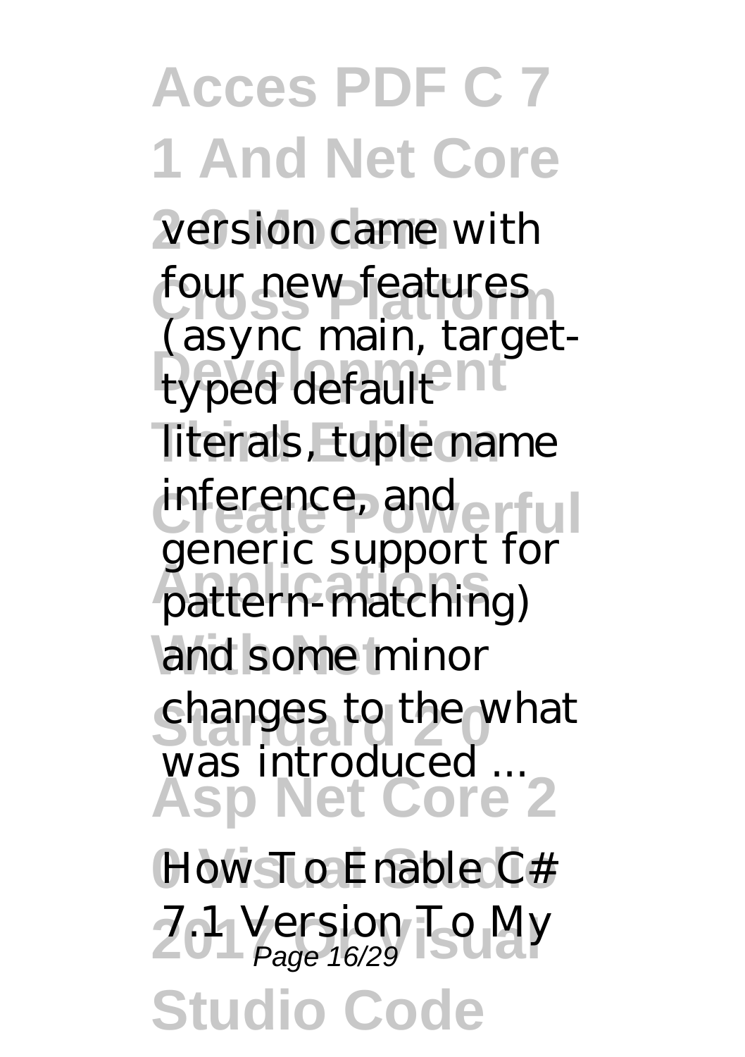version came with four new features (async main, target-typed default literals, tuple name inference, and generic support for pattern-matching) and some minor changes to the what was introduced ...

**How To Enable C# 7.1 Version To My**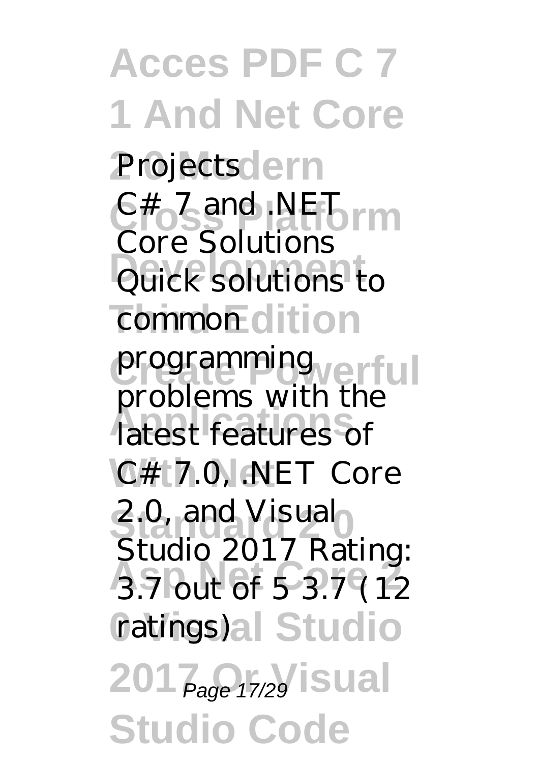Projects

C# 7 and .NET Core Solutions

Quick solutions to common programming problems with the latest features of C# 7.0, .NET Core 2.0, and Visual Studio 2017 Rating: 3.7 out of 5 3.7 (12 ratings)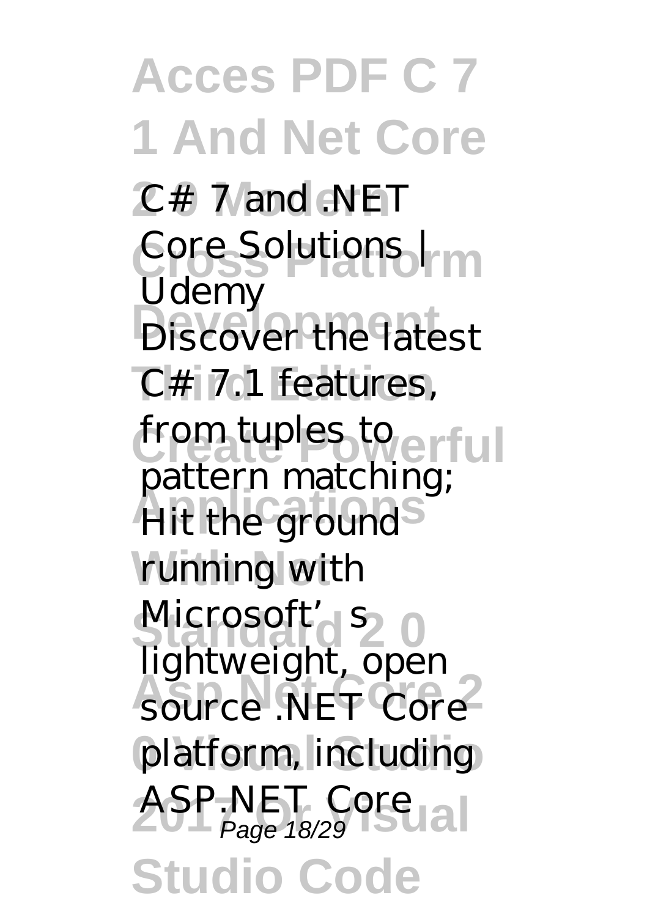C# 7 and .NET Core Solutions | Udemy

Discover the latest C# 7.1 features, from tuples to pattern matching; Hit the ground running with Microsoft's lightweight, open source .NET Core platform, including ASP.NET Core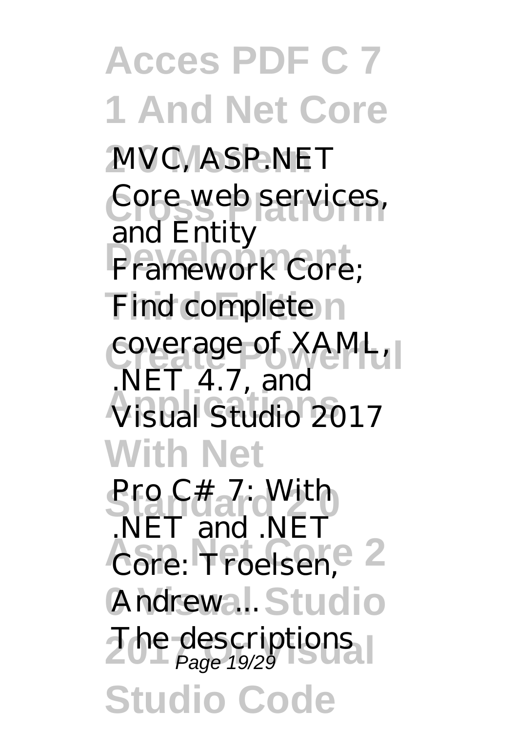MVC, ASP.NET Core web services, and Entity Framework Core; Find complete coverage of XAML, .NET 4.7, and Visual Studio 2017

Pro C# 7: With .NET and .NET Core: Troelsen, Andrew ...

The descriptions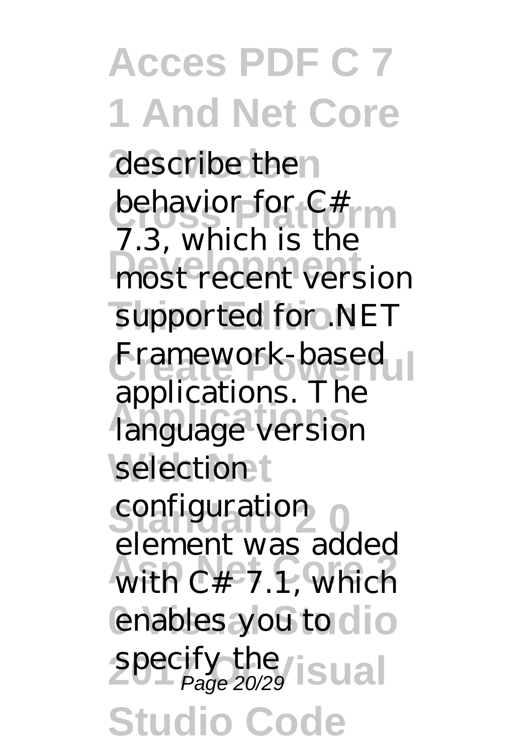describe the behavior for C# 7.3, which is the most recent version supported for .NET Framework-based applications. The language version selection configuration element was added with C# 7.1, which enables you to specify the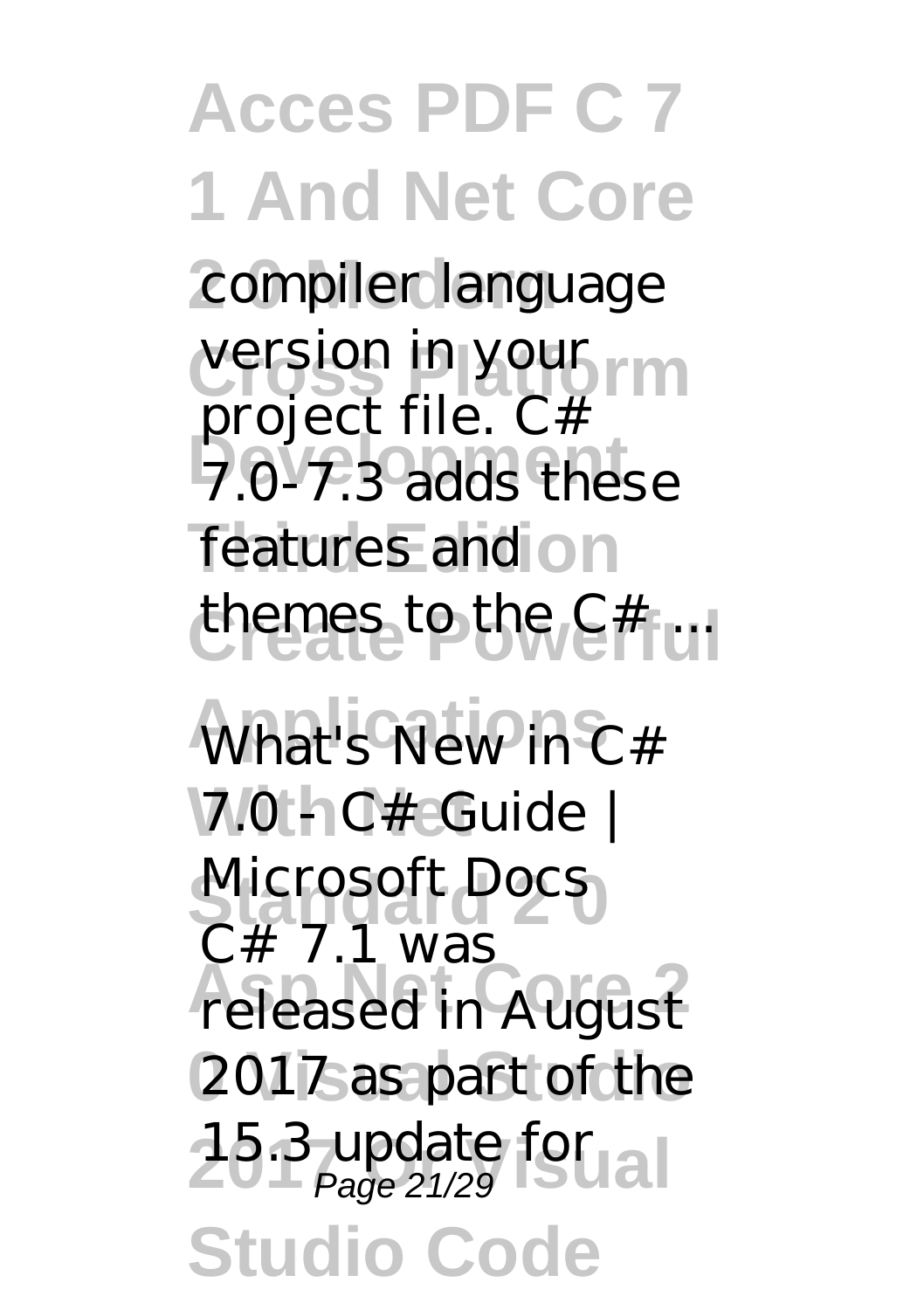compiler language version in your project file. C# 7.0-7.3 adds these features and themes to the C# ...

*What's New in C# 7.0 - C# Guide | Microsoft Docs*

C# 7.1 was released in August 2017 as part of the 15.3 update for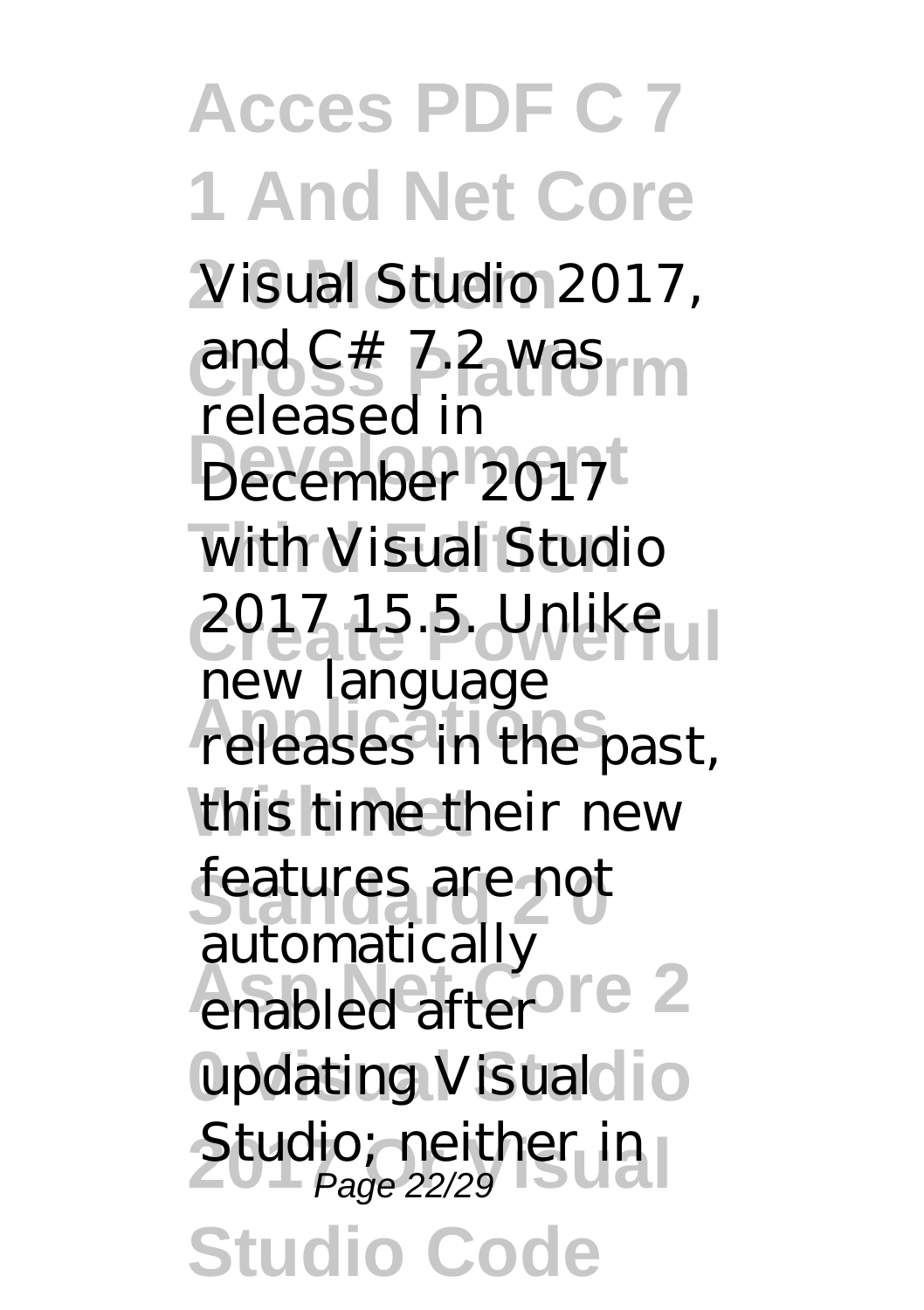Visual Studio 2017, and C# 7.2 was released in December 2017 with Visual Studio 2017 15.5. Unlike new language releases in the past, this time their new features are not automatically enabled after updating Visual Studio; neither in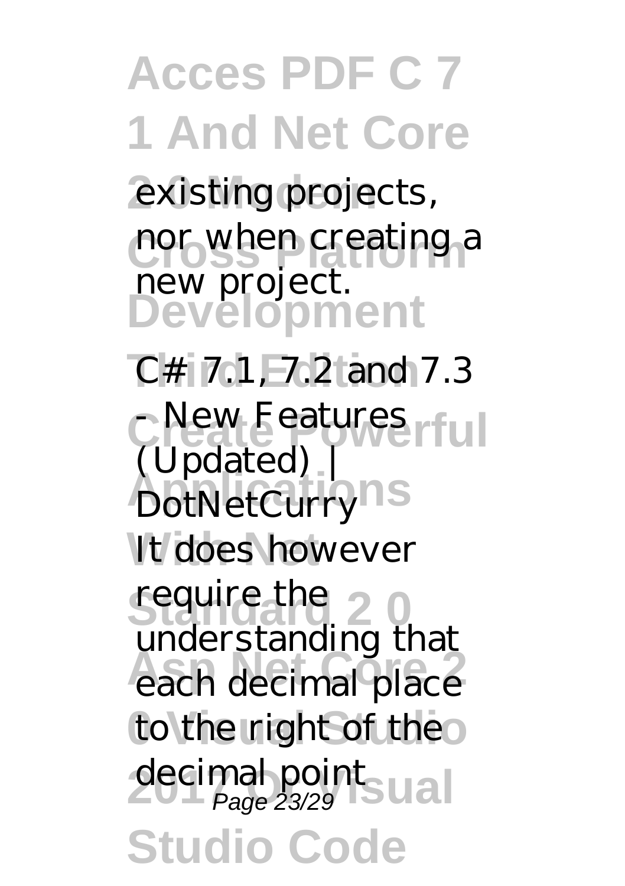existing projects, nor when creating a new project.

C# 7.1, 7.2 and 7.3 - New Features (Updated) | DotNetCurry

It does however require the understanding that each decimal place to the right of the decimal point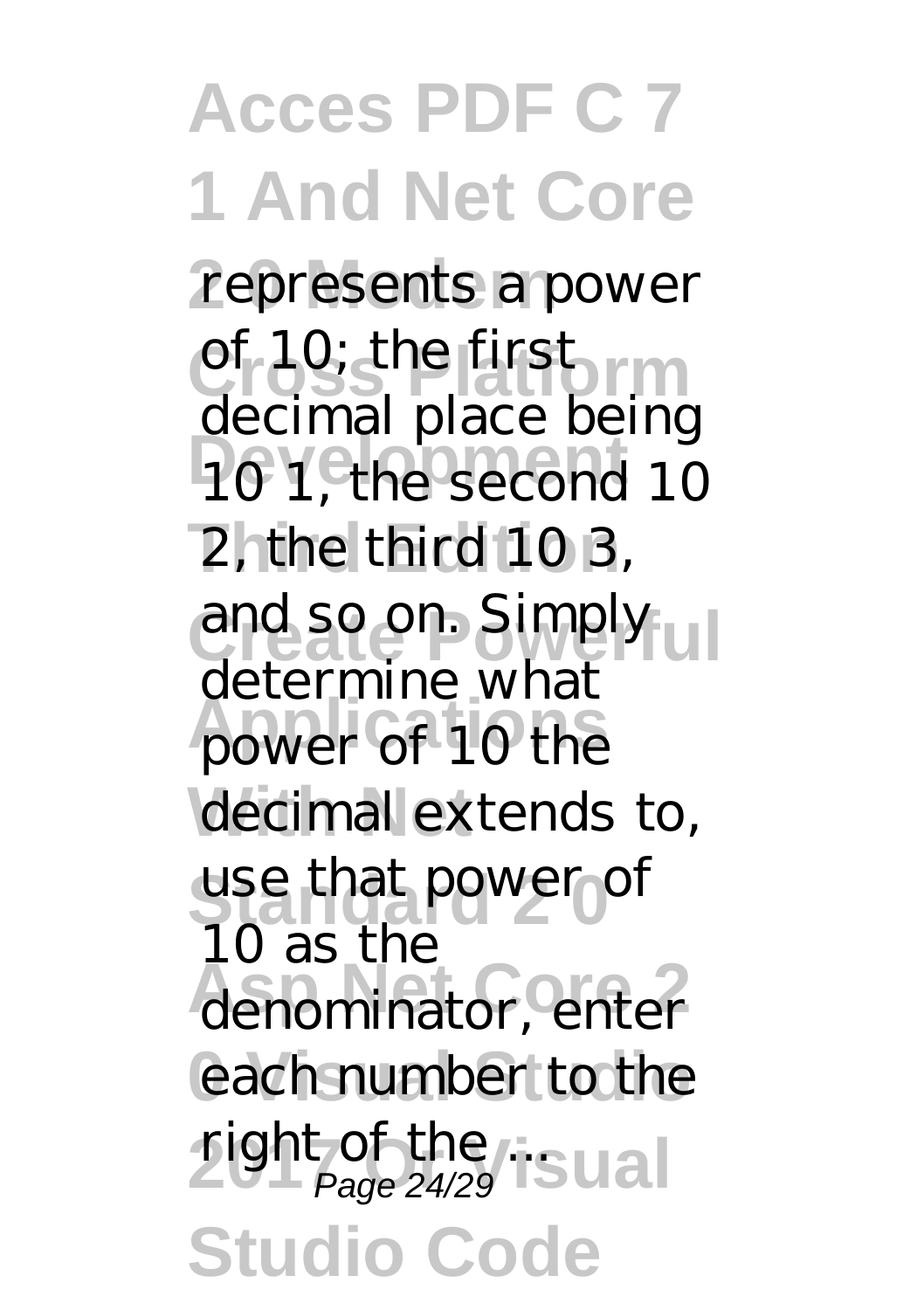represents a power of 10; the first decimal place being 10 1, the second 10 2, the third 10 3, and so on. Simply determine what power of 10 the decimal extends to, use that power of 10 as the denominator, enter each number to the right of the ...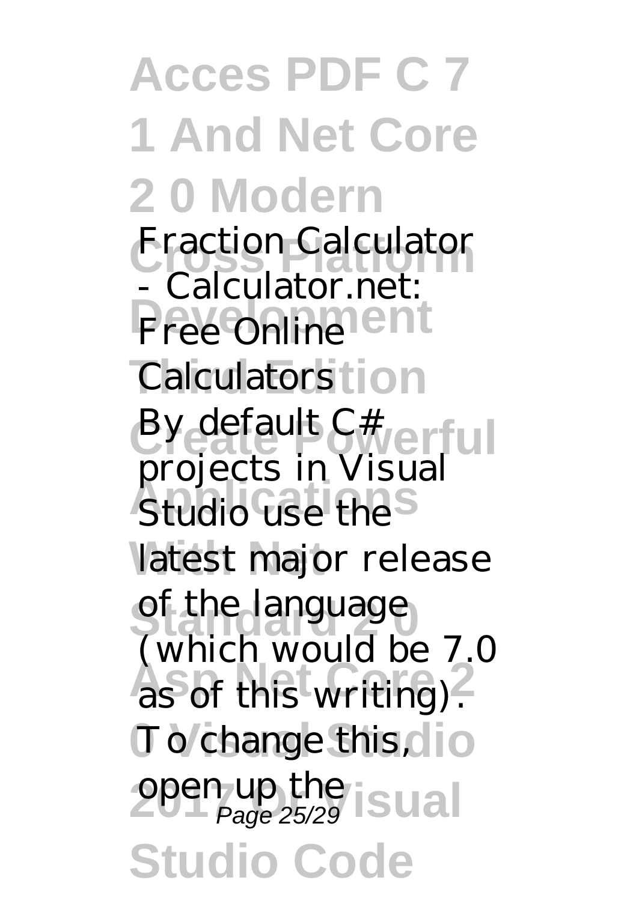*Fraction Calculator - Calculator.net: Free Online Calculators*

By default C# projects in Visual Studio use the latest major release of the language (which would be 7.0 as of this writing). To change this, open up the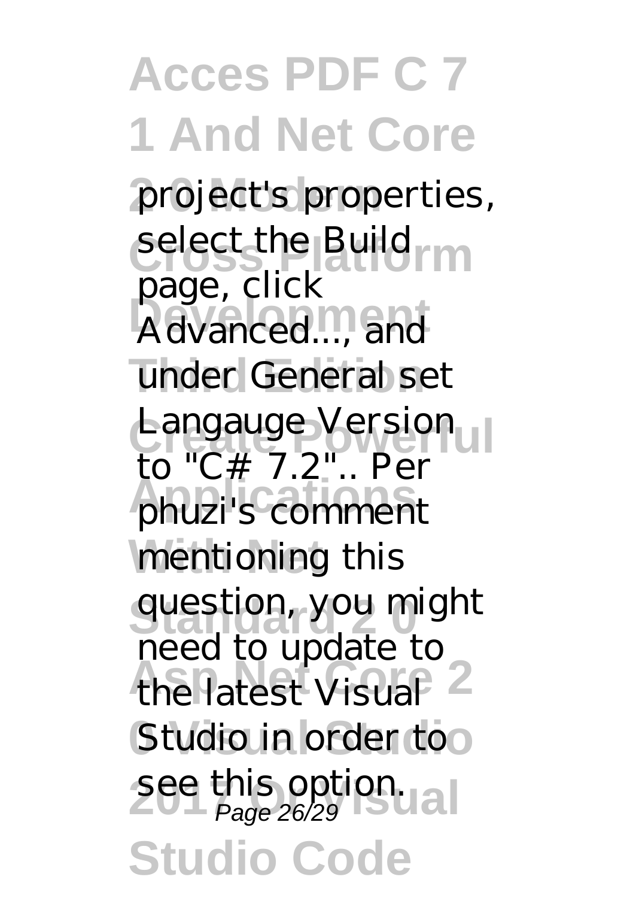project's properties, select the Build page, click Advanced..., and under General set Langauge Version to "C# 7.2".. Per phuzi's comment mentioning this question, you might need to update to the latest Visual Studio in order to see this option.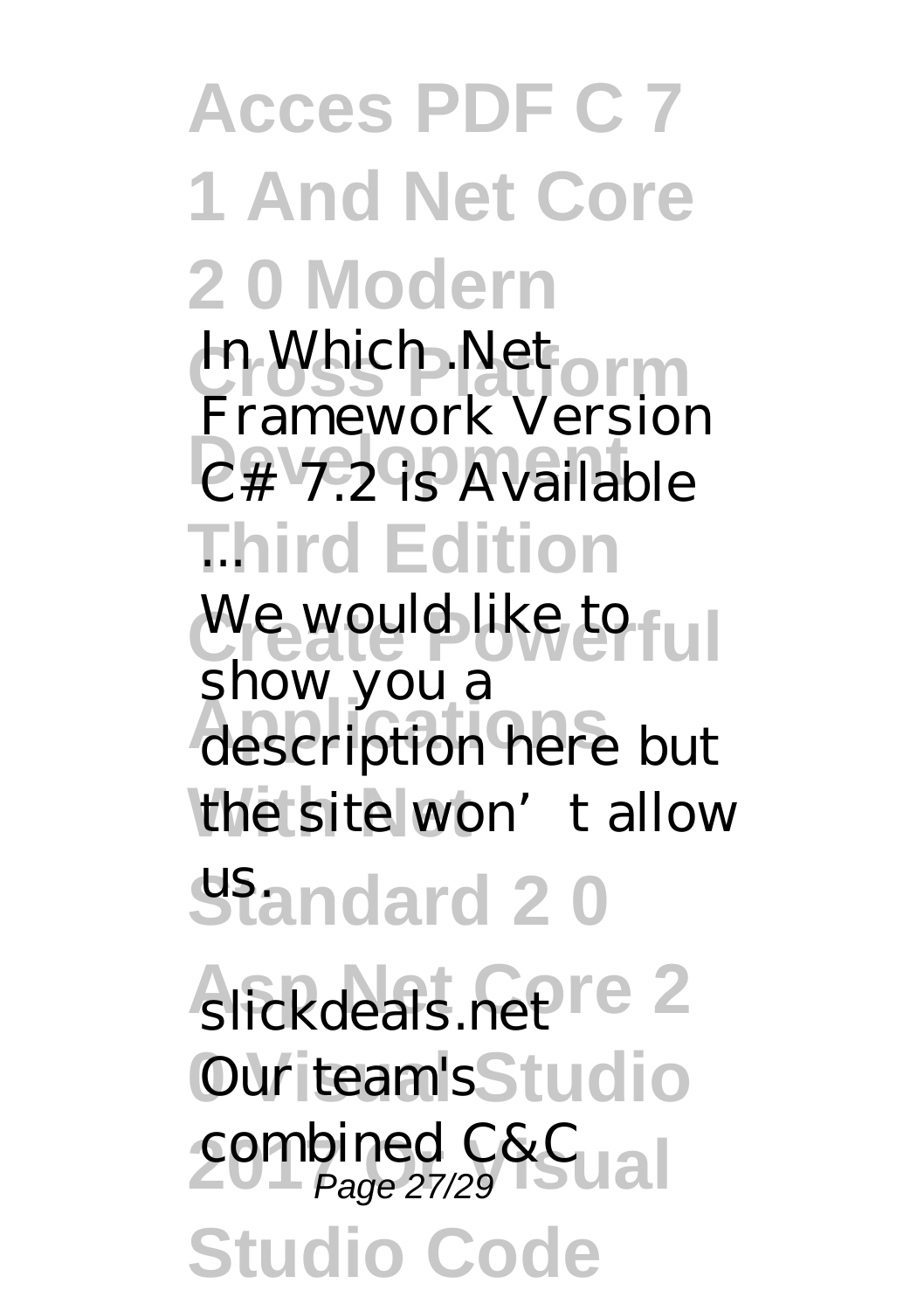*In Which .Net Framework Version C# 7.2 is Available ...*

We would like to show you a description here but the site won't allow us.

*slickdeals.net*

Our team's combined C&C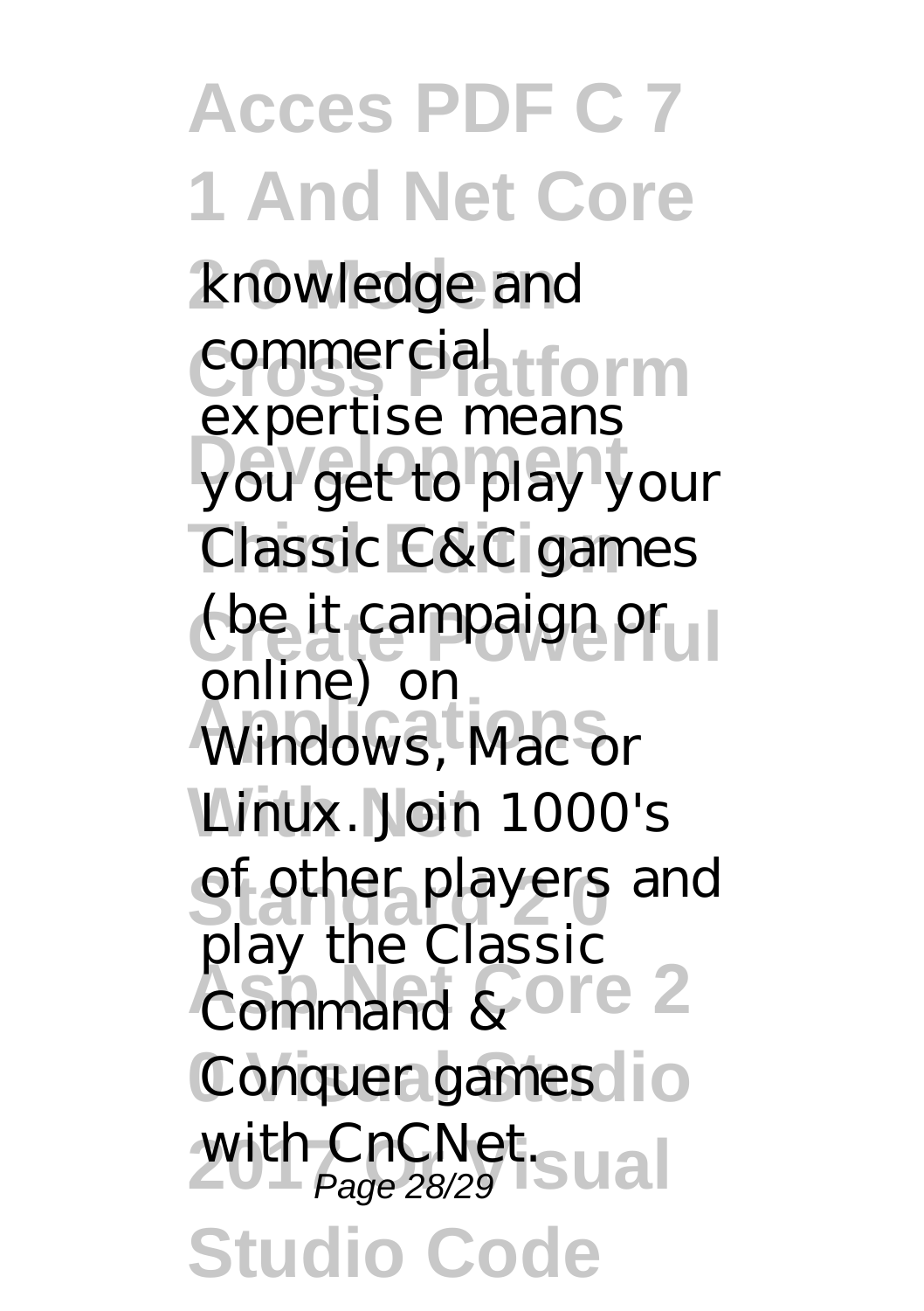knowledge and commercial expertise means you get to play your Classic C&C games (be it campaign or online) on Windows, Mac or Linux. Join 1000's of other players and play the Classic Command & Conquer games with CnCNet.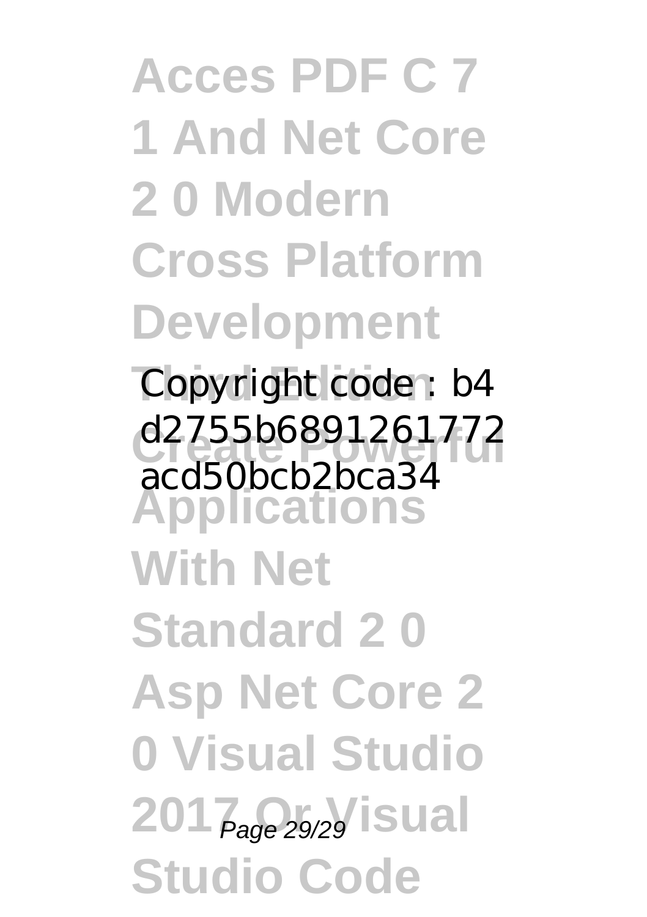Copyright code : b4d2755b6891261772acd50bcb2bca34